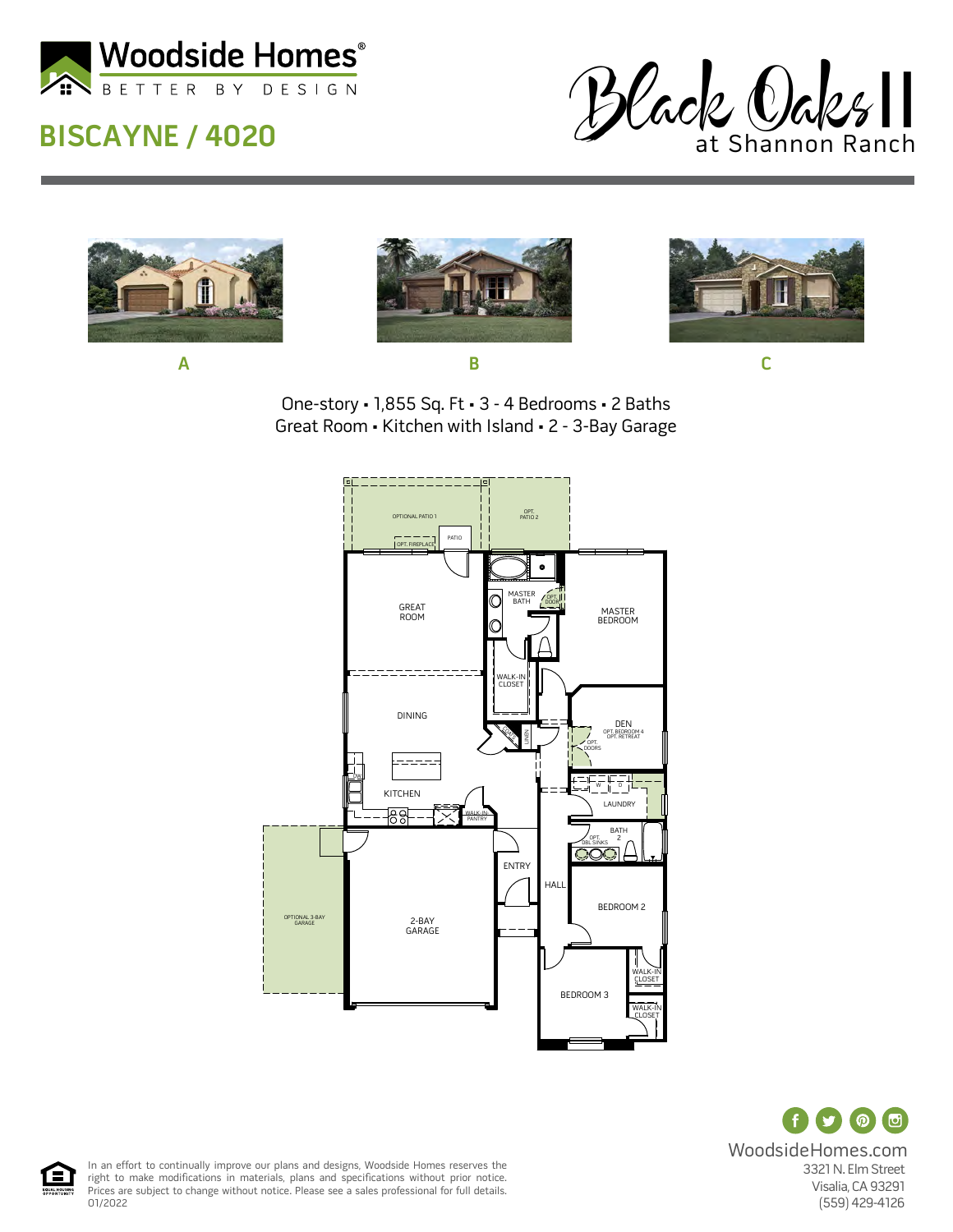# Woodside Homes®

BETTER BY DESIGN

## BISCAYNE / 4020

Black Oaks II at Shannon Ranch

A

B

C

One-story • 1,855 Sq. Ft • 3 - 4 Bedrooms • 2 Baths
Great Room • Kitchen with Island • 2 - 3-Bay Garage

OPTIONAL PATIO 1
OPT. PATIO 2
OPT. FIREPLACE
PATIO
GREAT ROOM
MASTER BATH
OPT. DOOR
MASTER BEDROOM
WALK-IN CLOSET
DINING
SPACE
LINEN
DEN
OPT. BEDROOM 4
OPT. RETREAT
OPT. DOORS
KITCHEN
WALK-IN PANTRY
W
D
LAUNDRY
BATH 2
OPT. DBL SINKS
ENTRY
HALL
OPTIONAL 3-BAY GARAGE
2-BAY GARAGE
BEDROOM 2
WALK-IN CLOSET
BEDROOM 3
WALK-IN CLOSET

In an effort to continually improve our plans and designs, Woodside Homes reserves the right to make modifications in materials, plans and specifications without prior notice. Prices are subject to change without notice. Please see a sales professional for full details.
01/2022

WoodsideHomes.com
3321 N. Elm Street
Visalia, CA 93291
(559) 429-4126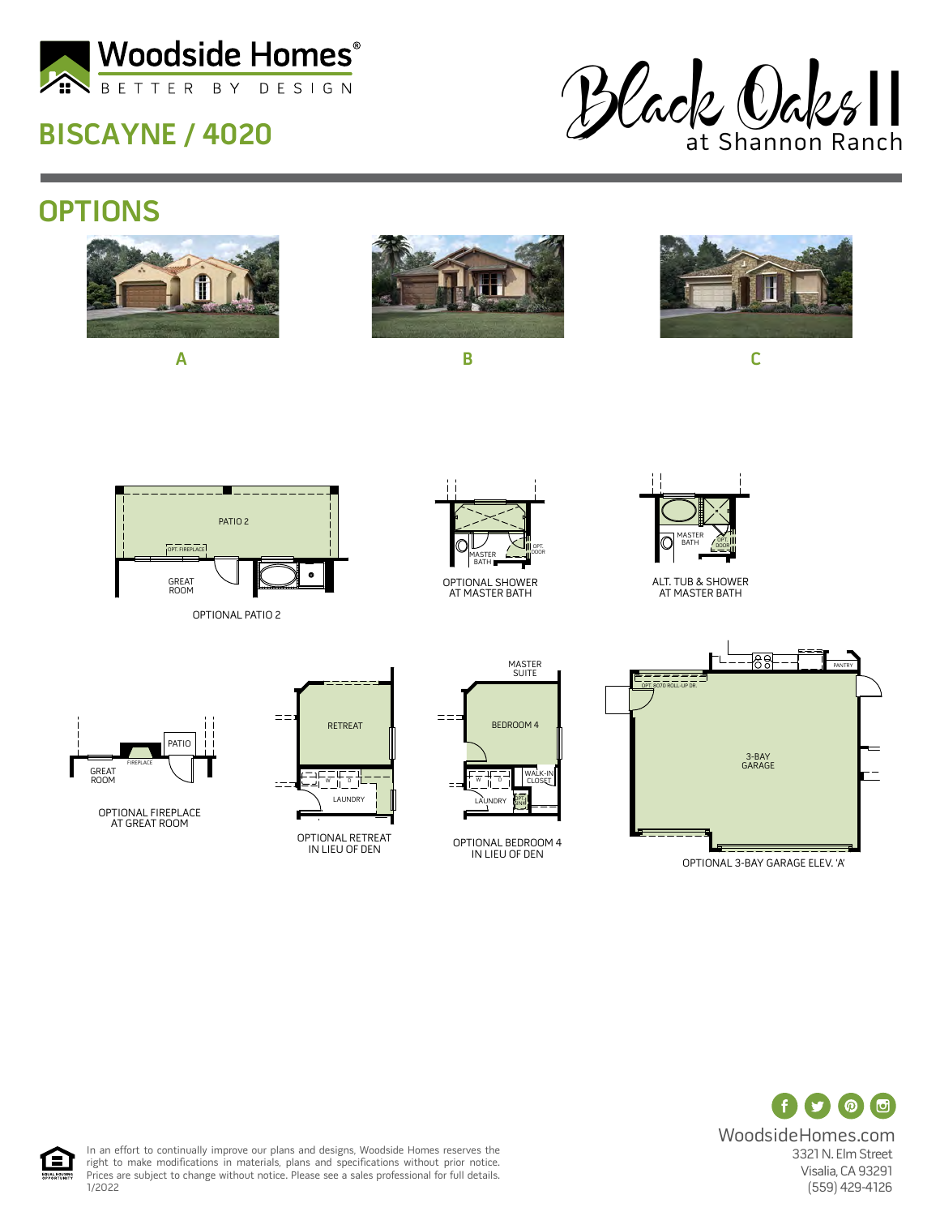Woodside Homes®
BETTER BY DESIGN

# BISCAYNE / 4020

Black Oaks II at Shannon Ranch

## OPTIONS

A

B

C

PATIO 2
OPT. FIREPLACE
GREAT ROOM

OPTIONAL PATIO 2

MASTER BATH
OPT. DOOR

OPTIONAL SHOWER AT MASTER BATH

MASTER BATH
OPT. DOOR

ALT. TUB & SHOWER AT MASTER BATH

PATIO
FIREPLACE
GREAT ROOM

OPTIONAL FIREPLACE AT GREAT ROOM

RETREAT
W D
LAUNDRY

OPTIONAL RETREAT IN LIEU OF DEN

MASTER SUITE
BEDROOM 4
WALK-IN CLOSET
W D
LAUNDRY
OPT. SINK

OPTIONAL BEDROOM 4 IN LIEU OF DEN

PANTRY
OPT. 8070 ROLL-UP DR.
3-BAY GARAGE

OPTIONAL 3-BAY GARAGE ELEV. 'A'

In an effort to continually improve our plans and designs, Woodside Homes reserves the right to make modifications in materials, plans and specifications without prior notice. Prices are subject to change without notice. Please see a sales professional for full details. 1/2022

WoodsideHomes.com
3321 N. Elm Street
Visalia, CA 93291
(559) 429-4126